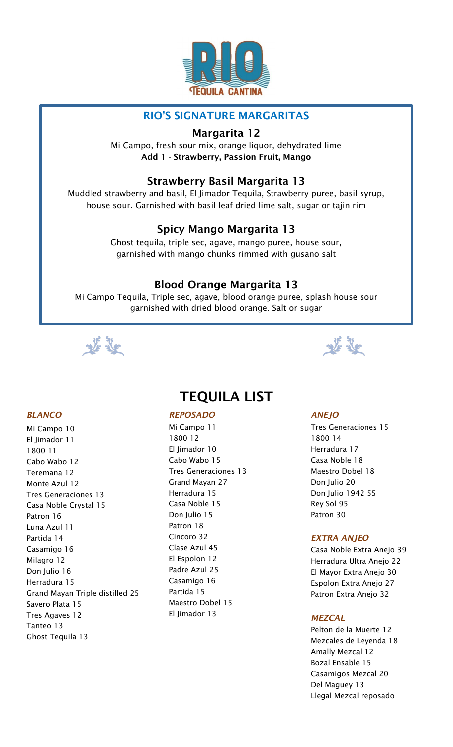# RIO TEQUILA CANTINA

## RIO'S SIGNATURE MARGARITAS

### Margarita 12

Mi Campo, fresh sour mix, orange liquor, dehydrated lime
**Add 1 - Strawberry, Passion Fruit, Mango**

### Strawberry Basil Margarita 13

Muddled strawberry and basil, El Jimador Tequila, Strawberry puree, basil syrup, house sour. Garnished with basil leaf dried lime salt, sugar or tajin rim

### Spicy Mango Margarita 13

Ghost tequila, triple sec, agave, mango puree, house sour, garnished with mango chunks rimmed with gusano salt

### Blood Orange Margarita 13

Mi Campo Tequila, Triple sec, agave, blood orange puree, splash house sour garnished with dried blood orange. Salt or sugar

## TEQUILA LIST

### *BLANCO*

Mi Campo 10
El Jimador 11
1800 11
Cabo Wabo 12
Teremana 12
Monte Azul 12
Tres Generaciones 13
Casa Noble Crystal 15
Patron 16
Luna Azul 11
Partida 14
Casamigo 16
Milagro 12
Don Julio 16
Herradura 15
Grand Mayan Triple distilled 25
Savero Plata 15
Tres Agaves 12
Tanteo 13
Ghost Tequila 13

### *REPOSADO*

Mi Campo 11
1800 12
El Jimador 10
Cabo Wabo 15
Tres Generaciones 13
Grand Mayan 27
Herradura 15
Casa Noble 15
Don Julio 15
Patron 18
Cincoro 32
Clase Azul 45
El Espolon 12
Padre Azul 25
Casamigo 16
Partida 15
Maestro Dobel 15
El Jimador 13

### *ANEJO*

Tres Generaciones 15
1800 14
Herradura 17
Casa Noble 18
Maestro Dobel 18
Don Julio 20
Don Julio 1942 55
Rey Sol 95
Patron 30

### *EXTRA ANJEO*

Casa Noble Extra Anejo 39
Herradura Ultra Anejo 22
El Mayor Extra Anejo 30
Espolon Extra Anejo 27
Patron Extra Anejo 32

### *MEZCAL*

Pelton de la Muerte 12
Mezcales de Leyenda 18
Amally Mezcal 12
Bozal Ensable 15
Casamigos Mezcal 20
Del Maguey 13
Llegal Mezcal reposado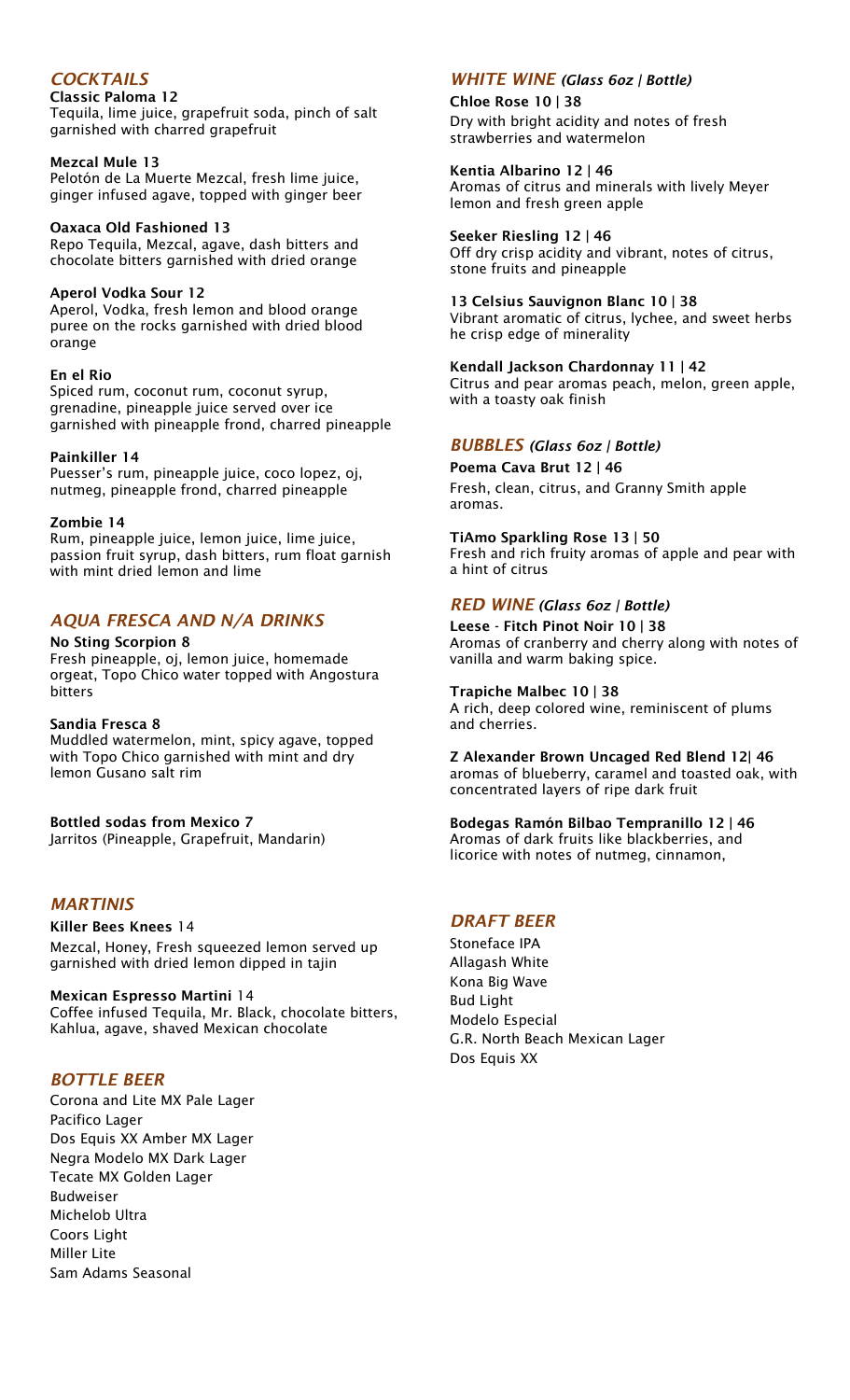## *COCKTAILS*

**Classic Paloma 12**
Tequila, lime juice, grapefruit soda, pinch of salt garnished with charred grapefruit

**Mezcal Mule 13**
Pelotón de La Muerte Mezcal, fresh lime juice, ginger infused agave, topped with ginger beer

**Oaxaca Old Fashioned 13**
Repo Tequila, Mezcal, agave, dash bitters and chocolate bitters garnished with dried orange

**Aperol Vodka Sour 12**
Aperol, Vodka, fresh lemon and blood orange puree on the rocks garnished with dried blood orange

**En el Rio**
Spiced rum, coconut rum, coconut syrup, grenadine, pineapple juice served over ice garnished with pineapple frond, charred pineapple

**Painkiller 14**
Puesser's rum, pineapple juice, coco lopez, oj, nutmeg, pineapple frond, charred pineapple

**Zombie 14**
Rum, pineapple juice, lemon juice, lime juice, passion fruit syrup, dash bitters, rum float garnish with mint dried lemon and lime

## *AQUA FRESCA AND N/A DRINKS*

**No Sting Scorpion 8**
Fresh pineapple, oj, lemon juice, homemade orgeat, Topo Chico water topped with Angostura bitters

**Sandia Fresca 8**
Muddled watermelon, mint, spicy agave, topped with Topo Chico garnished with mint and dry lemon Gusano salt rim

**Bottled sodas from Mexico 7**
Jarritos (Pineapple, Grapefruit, Mandarin)

## *MARTINIS*

**Killer Bees Knees** 14
Mezcal, Honey, Fresh squeezed lemon served up garnished with dried lemon dipped in tajin

**Mexican Espresso Martini** 14
Coffee infused Tequila, Mr. Black, chocolate bitters, Kahlua, agave, shaved Mexican chocolate

## *BOTTLE BEER*

Corona and Lite MX Pale Lager
Pacifico Lager
Dos Equis XX Amber MX Lager
Negra Modelo MX Dark Lager
Tecate MX Golden Lager
Budweiser
Michelob Ultra
Coors Light
Miller Lite
Sam Adams Seasonal

## *WHITE WINE (Glass 6oz | Bottle)*

**Chloe Rose 10 | 38**
Dry with bright acidity and notes of fresh strawberries and watermelon

**Kentia Albarino 12 | 46**
Aromas of citrus and minerals with lively Meyer lemon and fresh green apple

**Seeker Riesling 12 | 46**
Off dry crisp acidity and vibrant, notes of citrus, stone fruits and pineapple

**13 Celsius Sauvignon Blanc 10 | 38**
Vibrant aromatic of citrus, lychee, and sweet herbs he crisp edge of minerality

**Kendall Jackson Chardonnay 11 | 42**
Citrus and pear aromas peach, melon, green apple, with a toasty oak finish

## *BUBBLES (Glass 6oz | Bottle)*

**Poema Cava Brut 12 | 46**
Fresh, clean, citrus, and Granny Smith apple aromas.

**TiAmo Sparkling Rose 13 | 50**
Fresh and rich fruity aromas of apple and pear with a hint of citrus

## *RED WINE (Glass 6oz | Bottle)*

**Leese - Fitch Pinot Noir 10 | 38**
Aromas of cranberry and cherry along with notes of vanilla and warm baking spice.

**Trapiche Malbec 10 | 38**
A rich, deep colored wine, reminiscent of plums and cherries.

**Z Alexander Brown Uncaged Red Blend 12| 46**
aromas of blueberry, caramel and toasted oak, with concentrated layers of ripe dark fruit

**Bodegas Ramón Bilbao Tempranillo 12 | 46**
Aromas of dark fruits like blackberries, and licorice with notes of nutmeg, cinnamon,

## *DRAFT BEER*

Stoneface IPA
Allagash White
Kona Big Wave
Bud Light
Modelo Especial
G.R. North Beach Mexican Lager
Dos Equis XX